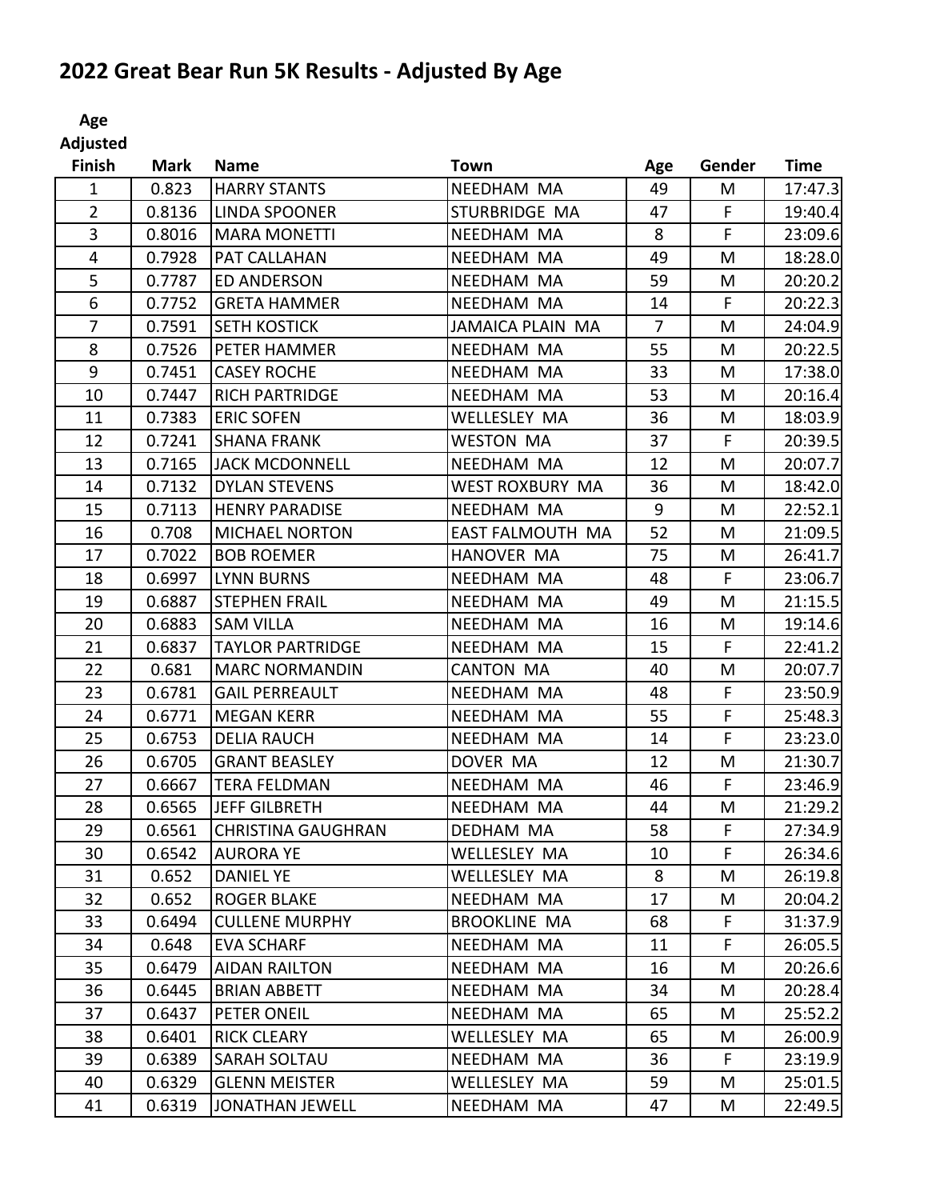# 2022 Great Bear Run 5K Results - Adjusted By Age

| Age Adjusted Finish | Mark | Name | Town | Age | Gender | Time |
|---|---|---|---|---|---|---|
| 1 | 0.823 | HARRY STANTS | NEEDHAM MA | 49 | M | 17:47.3 |
| 2 | 0.8136 | LINDA SPOONER | STURBRIDGE MA | 47 | F | 19:40.4 |
| 3 | 0.8016 | MARA MONETTI | NEEDHAM MA | 8 | F | 23:09.6 |
| 4 | 0.7928 | PAT CALLAHAN | NEEDHAM MA | 49 | M | 18:28.0 |
| 5 | 0.7787 | ED ANDERSON | NEEDHAM MA | 59 | M | 20:20.2 |
| 6 | 0.7752 | GRETA HAMMER | NEEDHAM MA | 14 | F | 20:22.3 |
| 7 | 0.7591 | SETH KOSTICK | JAMAICA PLAIN MA | 7 | M | 24:04.9 |
| 8 | 0.7526 | PETER HAMMER | NEEDHAM MA | 55 | M | 20:22.5 |
| 9 | 0.7451 | CASEY ROCHE | NEEDHAM MA | 33 | M | 17:38.0 |
| 10 | 0.7447 | RICH PARTRIDGE | NEEDHAM MA | 53 | M | 20:16.4 |
| 11 | 0.7383 | ERIC SOFEN | WELLESLEY MA | 36 | M | 18:03.9 |
| 12 | 0.7241 | SHANA FRANK | WESTON MA | 37 | F | 20:39.5 |
| 13 | 0.7165 | JACK MCDONNELL | NEEDHAM MA | 12 | M | 20:07.7 |
| 14 | 0.7132 | DYLAN STEVENS | WEST ROXBURY MA | 36 | M | 18:42.0 |
| 15 | 0.7113 | HENRY PARADISE | NEEDHAM MA | 9 | M | 22:52.1 |
| 16 | 0.708 | MICHAEL NORTON | EAST FALMOUTH MA | 52 | M | 21:09.5 |
| 17 | 0.7022 | BOB ROEMER | HANOVER MA | 75 | M | 26:41.7 |
| 18 | 0.6997 | LYNN BURNS | NEEDHAM MA | 48 | F | 23:06.7 |
| 19 | 0.6887 | STEPHEN FRAIL | NEEDHAM MA | 49 | M | 21:15.5 |
| 20 | 0.6883 | SAM VILLA | NEEDHAM MA | 16 | M | 19:14.6 |
| 21 | 0.6837 | TAYLOR PARTRIDGE | NEEDHAM MA | 15 | F | 22:41.2 |
| 22 | 0.681 | MARC NORMANDIN | CANTON MA | 40 | M | 20:07.7 |
| 23 | 0.6781 | GAIL PERREAULT | NEEDHAM MA | 48 | F | 23:50.9 |
| 24 | 0.6771 | MEGAN KERR | NEEDHAM MA | 55 | F | 25:48.3 |
| 25 | 0.6753 | DELIA RAUCH | NEEDHAM MA | 14 | F | 23:23.0 |
| 26 | 0.6705 | GRANT BEASLEY | DOVER MA | 12 | M | 21:30.7 |
| 27 | 0.6667 | TERA FELDMAN | NEEDHAM MA | 46 | F | 23:46.9 |
| 28 | 0.6565 | JEFF GILBRETH | NEEDHAM MA | 44 | M | 21:29.2 |
| 29 | 0.6561 | CHRISTINA GAUGHRAN | DEDHAM MA | 58 | F | 27:34.9 |
| 30 | 0.6542 | AURORA YE | WELLESLEY MA | 10 | F | 26:34.6 |
| 31 | 0.652 | DANIEL YE | WELLESLEY MA | 8 | M | 26:19.8 |
| 32 | 0.652 | ROGER BLAKE | NEEDHAM MA | 17 | M | 20:04.2 |
| 33 | 0.6494 | CULLENE MURPHY | BROOKLINE MA | 68 | F | 31:37.9 |
| 34 | 0.648 | EVA SCHARF | NEEDHAM MA | 11 | F | 26:05.5 |
| 35 | 0.6479 | AIDAN RAILTON | NEEDHAM MA | 16 | M | 20:26.6 |
| 36 | 0.6445 | BRIAN ABBETT | NEEDHAM MA | 34 | M | 20:28.4 |
| 37 | 0.6437 | PETER ONEIL | NEEDHAM MA | 65 | M | 25:52.2 |
| 38 | 0.6401 | RICK CLEARY | WELLESLEY MA | 65 | M | 26:00.9 |
| 39 | 0.6389 | SARAH SOLTAU | NEEDHAM MA | 36 | F | 23:19.9 |
| 40 | 0.6329 | GLENN MEISTER | WELLESLEY MA | 59 | M | 25:01.5 |
| 41 | 0.6319 | JONATHAN JEWELL | NEEDHAM MA | 47 | M | 22:49.5 |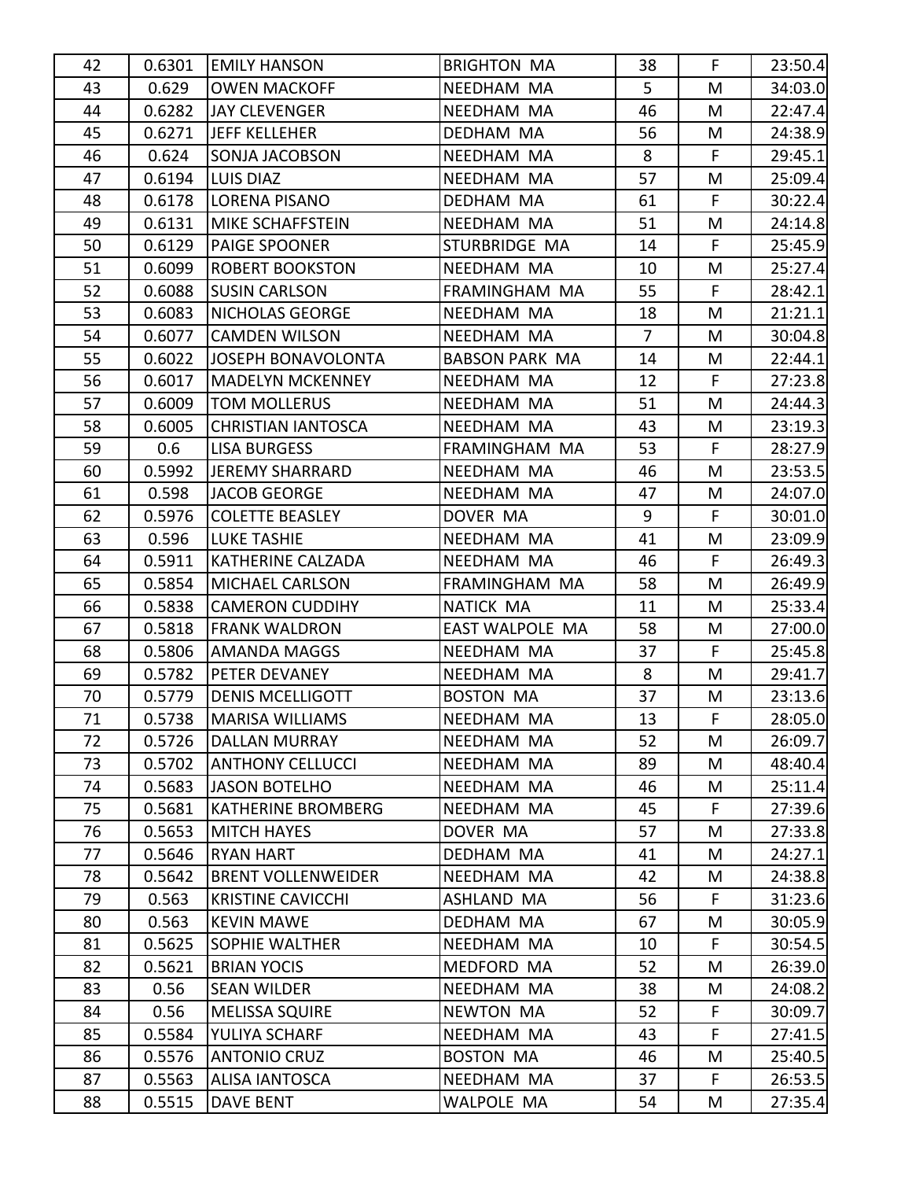| | | | | | | |
|---|---|---|---|---|---|---|
| 42 | 0.6301 | EMILY HANSON | BRIGHTON MA | 38 | F | 23:50.4 |
| 43 | 0.629 | OWEN MACKOFF | NEEDHAM MA | 5 | M | 34:03.0 |
| 44 | 0.6282 | JAY CLEVENGER | NEEDHAM MA | 46 | M | 22:47.4 |
| 45 | 0.6271 | JEFF KELLEHER | DEDHAM MA | 56 | M | 24:38.9 |
| 46 | 0.624 | SONJA JACOBSON | NEEDHAM MA | 8 | F | 29:45.1 |
| 47 | 0.6194 | LUIS DIAZ | NEEDHAM MA | 57 | M | 25:09.4 |
| 48 | 0.6178 | LORENA PISANO | DEDHAM MA | 61 | F | 30:22.4 |
| 49 | 0.6131 | MIKE SCHAFFSTEIN | NEEDHAM MA | 51 | M | 24:14.8 |
| 50 | 0.6129 | PAIGE SPOONER | STURBRIDGE MA | 14 | F | 25:45.9 |
| 51 | 0.6099 | ROBERT BOOKSTON | NEEDHAM MA | 10 | M | 25:27.4 |
| 52 | 0.6088 | SUSIN CARLSON | FRAMINGHAM MA | 55 | F | 28:42.1 |
| 53 | 0.6083 | NICHOLAS GEORGE | NEEDHAM MA | 18 | M | 21:21.1 |
| 54 | 0.6077 | CAMDEN WILSON | NEEDHAM MA | 7 | M | 30:04.8 |
| 55 | 0.6022 | JOSEPH BONAVOLONTA | BABSON PARK MA | 14 | M | 22:44.1 |
| 56 | 0.6017 | MADELYN MCKENNEY | NEEDHAM MA | 12 | F | 27:23.8 |
| 57 | 0.6009 | TOM MOLLERUS | NEEDHAM MA | 51 | M | 24:44.3 |
| 58 | 0.6005 | CHRISTIAN IANTOSCA | NEEDHAM MA | 43 | M | 23:19.3 |
| 59 | 0.6 | LISA BURGESS | FRAMINGHAM MA | 53 | F | 28:27.9 |
| 60 | 0.5992 | JEREMY SHARRARD | NEEDHAM MA | 46 | M | 23:53.5 |
| 61 | 0.598 | JACOB GEORGE | NEEDHAM MA | 47 | M | 24:07.0 |
| 62 | 0.5976 | COLETTE BEASLEY | DOVER MA | 9 | F | 30:01.0 |
| 63 | 0.596 | LUKE TASHIE | NEEDHAM MA | 41 | M | 23:09.9 |
| 64 | 0.5911 | KATHERINE CALZADA | NEEDHAM MA | 46 | F | 26:49.3 |
| 65 | 0.5854 | MICHAEL CARLSON | FRAMINGHAM MA | 58 | M | 26:49.9 |
| 66 | 0.5838 | CAMERON CUDDIHY | NATICK MA | 11 | M | 25:33.4 |
| 67 | 0.5818 | FRANK WALDRON | EAST WALPOLE MA | 58 | M | 27:00.0 |
| 68 | 0.5806 | AMANDA MAGGS | NEEDHAM MA | 37 | F | 25:45.8 |
| 69 | 0.5782 | PETER DEVANEY | NEEDHAM MA | 8 | M | 29:41.7 |
| 70 | 0.5779 | DENIS MCELLIGOTT | BOSTON MA | 37 | M | 23:13.6 |
| 71 | 0.5738 | MARISA WILLIAMS | NEEDHAM MA | 13 | F | 28:05.0 |
| 72 | 0.5726 | DALLAN MURRAY | NEEDHAM MA | 52 | M | 26:09.7 |
| 73 | 0.5702 | ANTHONY CELLUCCI | NEEDHAM MA | 89 | M | 48:40.4 |
| 74 | 0.5683 | JASON BOTELHO | NEEDHAM MA | 46 | M | 25:11.4 |
| 75 | 0.5681 | KATHERINE BROMBERG | NEEDHAM MA | 45 | F | 27:39.6 |
| 76 | 0.5653 | MITCH HAYES | DOVER MA | 57 | M | 27:33.8 |
| 77 | 0.5646 | RYAN HART | DEDHAM MA | 41 | M | 24:27.1 |
| 78 | 0.5642 | BRENT VOLLENWEIDER | NEEDHAM MA | 42 | M | 24:38.8 |
| 79 | 0.563 | KRISTINE CAVICCHI | ASHLAND MA | 56 | F | 31:23.6 |
| 80 | 0.563 | KEVIN MAWE | DEDHAM MA | 67 | M | 30:05.9 |
| 81 | 0.5625 | SOPHIE WALTHER | NEEDHAM MA | 10 | F | 30:54.5 |
| 82 | 0.5621 | BRIAN YOCIS | MEDFORD MA | 52 | M | 26:39.0 |
| 83 | 0.56 | SEAN WILDER | NEEDHAM MA | 38 | M | 24:08.2 |
| 84 | 0.56 | MELISSA SQUIRE | NEWTON MA | 52 | F | 30:09.7 |
| 85 | 0.5584 | YULIYA SCHARF | NEEDHAM MA | 43 | F | 27:41.5 |
| 86 | 0.5576 | ANTONIO CRUZ | BOSTON MA | 46 | M | 25:40.5 |
| 87 | 0.5563 | ALISA IANTOSCA | NEEDHAM MA | 37 | F | 26:53.5 |
| 88 | 0.5515 | DAVE BENT | WALPOLE MA | 54 | M | 27:35.4 |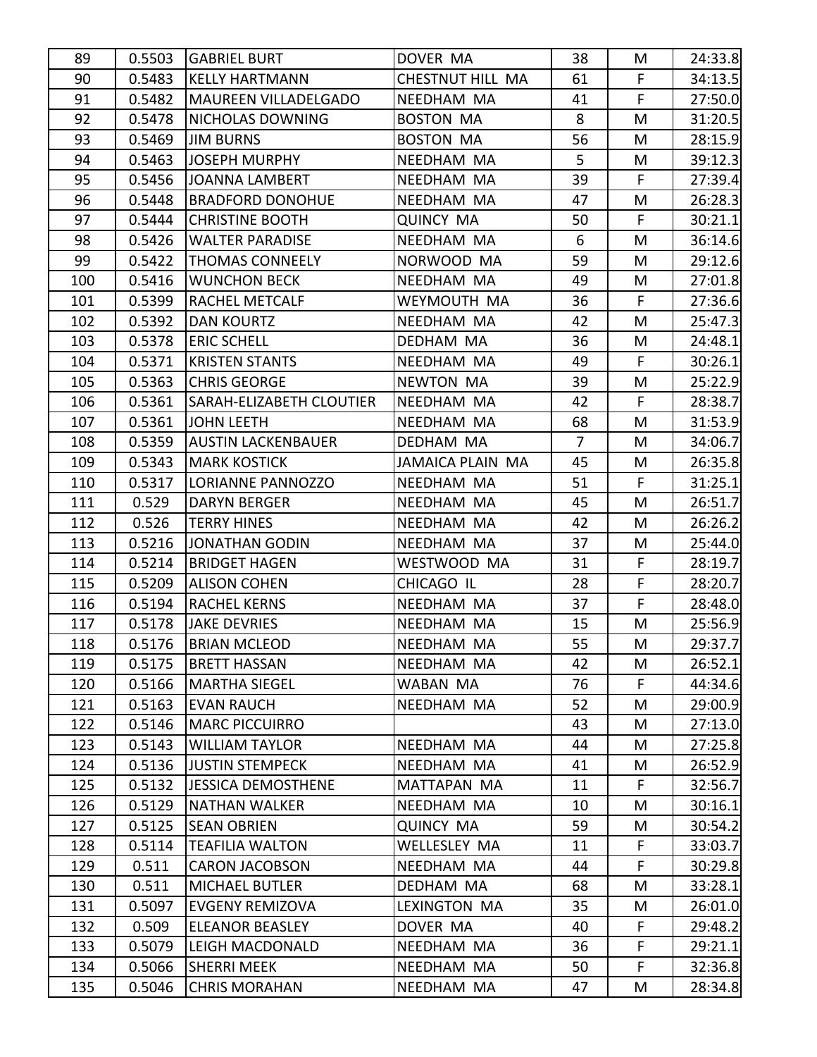| 89 | 0.5503 | GABRIEL BURT | DOVER MA | 38 | M | 24:33.8 |
|---|---|---|---|---|---|---|
| 90 | 0.5483 | KELLY HARTMANN | CHESTNUT HILL MA | 61 | F | 34:13.5 |
| 91 | 0.5482 | MAUREEN VILLADELGADO | NEEDHAM MA | 41 | F | 27:50.0 |
| 92 | 0.5478 | NICHOLAS DOWNING | BOSTON MA | 8 | M | 31:20.5 |
| 93 | 0.5469 | JIM BURNS | BOSTON MA | 56 | M | 28:15.9 |
| 94 | 0.5463 | JOSEPH MURPHY | NEEDHAM MA | 5 | M | 39:12.3 |
| 95 | 0.5456 | JOANNA LAMBERT | NEEDHAM MA | 39 | F | 27:39.4 |
| 96 | 0.5448 | BRADFORD DONOHUE | NEEDHAM MA | 47 | M | 26:28.3 |
| 97 | 0.5444 | CHRISTINE BOOTH | QUINCY MA | 50 | F | 30:21.1 |
| 98 | 0.5426 | WALTER PARADISE | NEEDHAM MA | 6 | M | 36:14.6 |
| 99 | 0.5422 | THOMAS CONNEELY | NORWOOD MA | 59 | M | 29:12.6 |
| 100 | 0.5416 | WUNCHON BECK | NEEDHAM MA | 49 | M | 27:01.8 |
| 101 | 0.5399 | RACHEL METCALF | WEYMOUTH MA | 36 | F | 27:36.6 |
| 102 | 0.5392 | DAN KOURTZ | NEEDHAM MA | 42 | M | 25:47.3 |
| 103 | 0.5378 | ERIC SCHELL | DEDHAM MA | 36 | M | 24:48.1 |
| 104 | 0.5371 | KRISTEN STANTS | NEEDHAM MA | 49 | F | 30:26.1 |
| 105 | 0.5363 | CHRIS GEORGE | NEWTON MA | 39 | M | 25:22.9 |
| 106 | 0.5361 | SARAH-ELIZABETH CLOUTIER | NEEDHAM MA | 42 | F | 28:38.7 |
| 107 | 0.5361 | JOHN LEETH | NEEDHAM MA | 68 | M | 31:53.9 |
| 108 | 0.5359 | AUSTIN LACKENBAUER | DEDHAM MA | 7 | M | 34:06.7 |
| 109 | 0.5343 | MARK KOSTICK | JAMAICA PLAIN MA | 45 | M | 26:35.8 |
| 110 | 0.5317 | LORIANNE PANNOZZO | NEEDHAM MA | 51 | F | 31:25.1 |
| 111 | 0.529 | DARYN BERGER | NEEDHAM MA | 45 | M | 26:51.7 |
| 112 | 0.526 | TERRY HINES | NEEDHAM MA | 42 | M | 26:26.2 |
| 113 | 0.5216 | JONATHAN GODIN | NEEDHAM MA | 37 | M | 25:44.0 |
| 114 | 0.5214 | BRIDGET HAGEN | WESTWOOD MA | 31 | F | 28:19.7 |
| 115 | 0.5209 | ALISON COHEN | CHICAGO IL | 28 | F | 28:20.7 |
| 116 | 0.5194 | RACHEL KERNS | NEEDHAM MA | 37 | F | 28:48.0 |
| 117 | 0.5178 | JAKE DEVRIES | NEEDHAM MA | 15 | M | 25:56.9 |
| 118 | 0.5176 | BRIAN MCLEOD | NEEDHAM MA | 55 | M | 29:37.7 |
| 119 | 0.5175 | BRETT HASSAN | NEEDHAM MA | 42 | M | 26:52.1 |
| 120 | 0.5166 | MARTHA SIEGEL | WABAN MA | 76 | F | 44:34.6 |
| 121 | 0.5163 | EVAN RAUCH | NEEDHAM MA | 52 | M | 29:00.9 |
| 122 | 0.5146 | MARC PICCUIRRO | | 43 | M | 27:13.0 |
| 123 | 0.5143 | WILLIAM TAYLOR | NEEDHAM MA | 44 | M | 27:25.8 |
| 124 | 0.5136 | JUSTIN STEMPECK | NEEDHAM MA | 41 | M | 26:52.9 |
| 125 | 0.5132 | JESSICA DEMOSTHENE | MATTAPAN MA | 11 | F | 32:56.7 |
| 126 | 0.5129 | NATHAN WALKER | NEEDHAM MA | 10 | M | 30:16.1 |
| 127 | 0.5125 | SEAN OBRIEN | QUINCY MA | 59 | M | 30:54.2 |
| 128 | 0.5114 | TEAFILIA WALTON | WELLESLEY MA | 11 | F | 33:03.7 |
| 129 | 0.511 | CARON JACOBSON | NEEDHAM MA | 44 | F | 30:29.8 |
| 130 | 0.511 | MICHAEL BUTLER | DEDHAM MA | 68 | M | 33:28.1 |
| 131 | 0.5097 | EVGENY REMIZOVA | LEXINGTON MA | 35 | M | 26:01.0 |
| 132 | 0.509 | ELEANOR BEASLEY | DOVER MA | 40 | F | 29:48.2 |
| 133 | 0.5079 | LEIGH MACDONALD | NEEDHAM MA | 36 | F | 29:21.1 |
| 134 | 0.5066 | SHERRI MEEK | NEEDHAM MA | 50 | F | 32:36.8 |
| 135 | 0.5046 | CHRIS MORAHAN | NEEDHAM MA | 47 | M | 28:34.8 |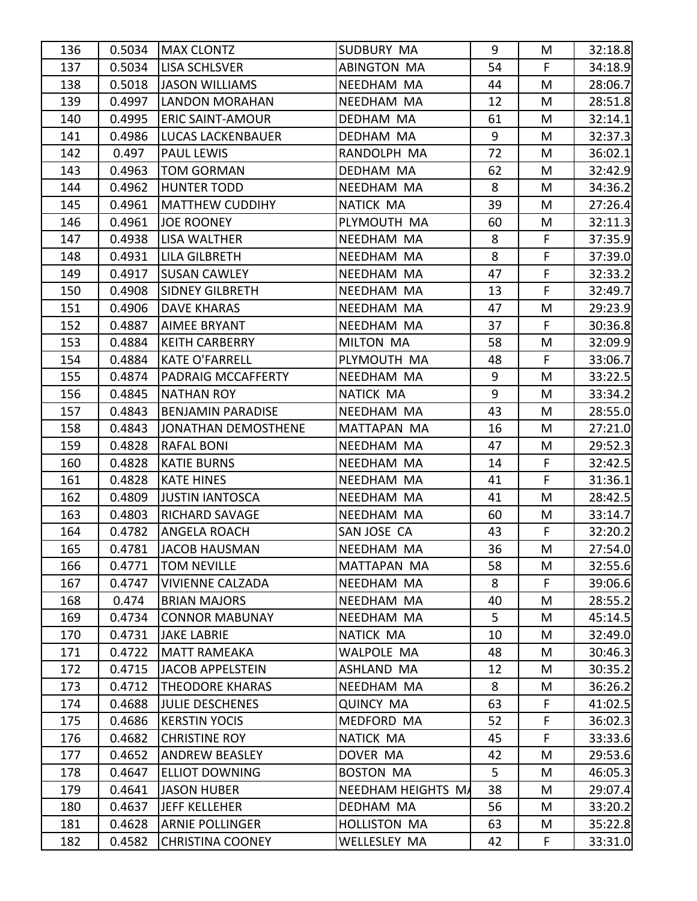| 136 | 0.5034 | MAX CLONTZ | SUDBURY MA | 9 | M | 32:18.8 |
|---|---|---|---|---|---|---|
| 137 | 0.5034 | LISA SCHLSVER | ABINGTON MA | 54 | F | 34:18.9 |
| 138 | 0.5018 | JASON WILLIAMS | NEEDHAM MA | 44 | M | 28:06.7 |
| 139 | 0.4997 | LANDON MORAHAN | NEEDHAM MA | 12 | M | 28:51.8 |
| 140 | 0.4995 | ERIC SAINT-AMOUR | DEDHAM MA | 61 | M | 32:14.1 |
| 141 | 0.4986 | LUCAS LACKENBAUER | DEDHAM MA | 9 | M | 32:37.3 |
| 142 | 0.497 | PAUL LEWIS | RANDOLPH MA | 72 | M | 36:02.1 |
| 143 | 0.4963 | TOM GORMAN | DEDHAM MA | 62 | M | 32:42.9 |
| 144 | 0.4962 | HUNTER TODD | NEEDHAM MA | 8 | M | 34:36.2 |
| 145 | 0.4961 | MATTHEW CUDDIHY | NATICK MA | 39 | M | 27:26.4 |
| 146 | 0.4961 | JOE ROONEY | PLYMOUTH MA | 60 | M | 32:11.3 |
| 147 | 0.4938 | LISA WALTHER | NEEDHAM MA | 8 | F | 37:35.9 |
| 148 | 0.4931 | LILA GILBRETH | NEEDHAM MA | 8 | F | 37:39.0 |
| 149 | 0.4917 | SUSAN CAWLEY | NEEDHAM MA | 47 | F | 32:33.2 |
| 150 | 0.4908 | SIDNEY GILBRETH | NEEDHAM MA | 13 | F | 32:49.7 |
| 151 | 0.4906 | DAVE KHARAS | NEEDHAM MA | 47 | M | 29:23.9 |
| 152 | 0.4887 | AIMEE BRYANT | NEEDHAM MA | 37 | F | 30:36.8 |
| 153 | 0.4884 | KEITH CARBERRY | MILTON MA | 58 | M | 32:09.9 |
| 154 | 0.4884 | KATE O'FARRELL | PLYMOUTH MA | 48 | F | 33:06.7 |
| 155 | 0.4874 | PADRAIG MCCAFFERTY | NEEDHAM MA | 9 | M | 33:22.5 |
| 156 | 0.4845 | NATHAN ROY | NATICK MA | 9 | M | 33:34.2 |
| 157 | 0.4843 | BENJAMIN PARADISE | NEEDHAM MA | 43 | M | 28:55.0 |
| 158 | 0.4843 | JONATHAN DEMOSTHENE | MATTAPAN MA | 16 | M | 27:21.0 |
| 159 | 0.4828 | RAFAL BONI | NEEDHAM MA | 47 | M | 29:52.3 |
| 160 | 0.4828 | KATIE BURNS | NEEDHAM MA | 14 | F | 32:42.5 |
| 161 | 0.4828 | KATE HINES | NEEDHAM MA | 41 | F | 31:36.1 |
| 162 | 0.4809 | JUSTIN IANTOSCA | NEEDHAM MA | 41 | M | 28:42.5 |
| 163 | 0.4803 | RICHARD SAVAGE | NEEDHAM MA | 60 | M | 33:14.7 |
| 164 | 0.4782 | ANGELA ROACH | SAN JOSE CA | 43 | F | 32:20.2 |
| 165 | 0.4781 | JACOB HAUSMAN | NEEDHAM MA | 36 | M | 27:54.0 |
| 166 | 0.4771 | TOM NEVILLE | MATTAPAN MA | 58 | M | 32:55.6 |
| 167 | 0.4747 | VIVIENNE CALZADA | NEEDHAM MA | 8 | F | 39:06.6 |
| 168 | 0.474 | BRIAN MAJORS | NEEDHAM MA | 40 | M | 28:55.2 |
| 169 | 0.4734 | CONNOR MABUNAY | NEEDHAM MA | 5 | M | 45:14.5 |
| 170 | 0.4731 | JAKE LABRIE | NATICK MA | 10 | M | 32:49.0 |
| 171 | 0.4722 | MATT RAMEAKA | WALPOLE MA | 48 | M | 30:46.3 |
| 172 | 0.4715 | JACOB APPELSTEIN | ASHLAND MA | 12 | M | 30:35.2 |
| 173 | 0.4712 | THEODORE KHARAS | NEEDHAM MA | 8 | M | 36:26.2 |
| 174 | 0.4688 | JULIE DESCHENES | QUINCY MA | 63 | F | 41:02.5 |
| 175 | 0.4686 | KERSTIN YOCIS | MEDFORD MA | 52 | F | 36:02.3 |
| 176 | 0.4682 | CHRISTINE ROY | NATICK MA | 45 | F | 33:33.6 |
| 177 | 0.4652 | ANDREW BEASLEY | DOVER MA | 42 | M | 29:53.6 |
| 178 | 0.4647 | ELLIOT DOWNING | BOSTON MA | 5 | M | 46:05.3 |
| 179 | 0.4641 | JASON HUBER | NEEDHAM HEIGHTS MA | 38 | M | 29:07.4 |
| 180 | 0.4637 | JEFF KELLEHER | DEDHAM MA | 56 | M | 33:20.2 |
| 181 | 0.4628 | ARNIE POLLINGER | HOLLISTON MA | 63 | M | 35:22.8 |
| 182 | 0.4582 | CHRISTINA COONEY | WELLESLEY MA | 42 | F | 33:31.0 |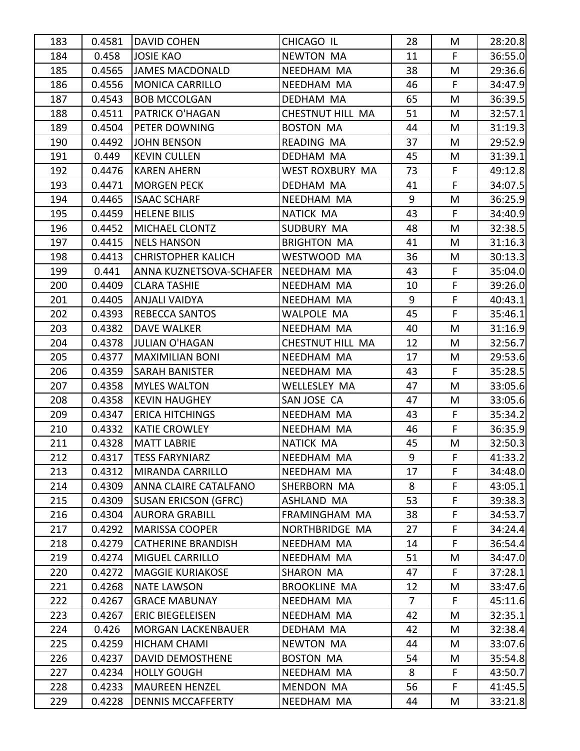| 183 | 0.4581 | DAVID COHEN | CHICAGO IL | 28 | M | 28:20.8 |
|---|---|---|---|---|---|---|
| 184 | 0.458 | JOSIE KAO | NEWTON MA | 11 | F | 36:55.0 |
| 185 | 0.4565 | JAMES MACDONALD | NEEDHAM MA | 38 | M | 29:36.6 |
| 186 | 0.4556 | MONICA CARRILLO | NEEDHAM MA | 46 | F | 34:47.9 |
| 187 | 0.4543 | BOB MCCOLGAN | DEDHAM MA | 65 | M | 36:39.5 |
| 188 | 0.4511 | PATRICK O'HAGAN | CHESTNUT HILL MA | 51 | M | 32:57.1 |
| 189 | 0.4504 | PETER DOWNING | BOSTON MA | 44 | M | 31:19.3 |
| 190 | 0.4492 | JOHN BENSON | READING MA | 37 | M | 29:52.9 |
| 191 | 0.449 | KEVIN CULLEN | DEDHAM MA | 45 | M | 31:39.1 |
| 192 | 0.4476 | KAREN AHERN | WEST ROXBURY MA | 73 | F | 49:12.8 |
| 193 | 0.4471 | MORGEN PECK | DEDHAM MA | 41 | F | 34:07.5 |
| 194 | 0.4465 | ISAAC SCHARF | NEEDHAM MA | 9 | M | 36:25.9 |
| 195 | 0.4459 | HELENE BILIS | NATICK MA | 43 | F | 34:40.9 |
| 196 | 0.4452 | MICHAEL CLONTZ | SUDBURY MA | 48 | M | 32:38.5 |
| 197 | 0.4415 | NELS HANSON | BRIGHTON MA | 41 | M | 31:16.3 |
| 198 | 0.4413 | CHRISTOPHER KALICH | WESTWOOD MA | 36 | M | 30:13.3 |
| 199 | 0.441 | ANNA KUZNETSOVA-SCHAFER | NEEDHAM MA | 43 | F | 35:04.0 |
| 200 | 0.4409 | CLARA TASHIE | NEEDHAM MA | 10 | F | 39:26.0 |
| 201 | 0.4405 | ANJALI VAIDYA | NEEDHAM MA | 9 | F | 40:43.1 |
| 202 | 0.4393 | REBECCA SANTOS | WALPOLE MA | 45 | F | 35:46.1 |
| 203 | 0.4382 | DAVE WALKER | NEEDHAM MA | 40 | M | 31:16.9 |
| 204 | 0.4378 | JULIAN O'HAGAN | CHESTNUT HILL MA | 12 | M | 32:56.7 |
| 205 | 0.4377 | MAXIMILIAN BONI | NEEDHAM MA | 17 | M | 29:53.6 |
| 206 | 0.4359 | SARAH BANISTER | NEEDHAM MA | 43 | F | 35:28.5 |
| 207 | 0.4358 | MYLES WALTON | WELLESLEY MA | 47 | M | 33:05.6 |
| 208 | 0.4358 | KEVIN HAUGHEY | SAN JOSE CA | 47 | M | 33:05.6 |
| 209 | 0.4347 | ERICA HITCHINGS | NEEDHAM MA | 43 | F | 35:34.2 |
| 210 | 0.4332 | KATIE CROWLEY | NEEDHAM MA | 46 | F | 36:35.9 |
| 211 | 0.4328 | MATT LABRIE | NATICK MA | 45 | M | 32:50.3 |
| 212 | 0.4317 | TESS FARYNIARZ | NEEDHAM MA | 9 | F | 41:33.2 |
| 213 | 0.4312 | MIRANDA CARRILLO | NEEDHAM MA | 17 | F | 34:48.0 |
| 214 | 0.4309 | ANNA CLAIRE CATALFANO | SHERBORN MA | 8 | F | 43:05.1 |
| 215 | 0.4309 | SUSAN ERICSON (GFRC) | ASHLAND MA | 53 | F | 39:38.3 |
| 216 | 0.4304 | AURORA GRABILL | FRAMINGHAM MA | 38 | F | 34:53.7 |
| 217 | 0.4292 | MARISSA COOPER | NORTHBRIDGE MA | 27 | F | 34:24.4 |
| 218 | 0.4279 | CATHERINE BRANDISH | NEEDHAM MA | 14 | F | 36:54.4 |
| 219 | 0.4274 | MIGUEL CARRILLO | NEEDHAM MA | 51 | M | 34:47.0 |
| 220 | 0.4272 | MAGGIE KURIAKOSE | SHARON MA | 47 | F | 37:28.1 |
| 221 | 0.4268 | NATE LAWSON | BROOKLINE MA | 12 | M | 33:47.6 |
| 222 | 0.4267 | GRACE MABUNAY | NEEDHAM MA | 7 | F | 45:11.6 |
| 223 | 0.4267 | ERIC BIEGELEISEN | NEEDHAM MA | 42 | M | 32:35.1 |
| 224 | 0.426 | MORGAN LACKENBAUER | DEDHAM MA | 42 | M | 32:38.4 |
| 225 | 0.4259 | HICHAM CHAMI | NEWTON MA | 44 | M | 33:07.6 |
| 226 | 0.4237 | DAVID DEMOSTHENE | BOSTON MA | 54 | M | 35:54.8 |
| 227 | 0.4234 | HOLLY GOUGH | NEEDHAM MA | 8 | F | 43:50.7 |
| 228 | 0.4233 | MAUREEN HENZEL | MENDON MA | 56 | F | 41:45.5 |
| 229 | 0.4228 | DENNIS MCCAFFERTY | NEEDHAM MA | 44 | M | 33:21.8 |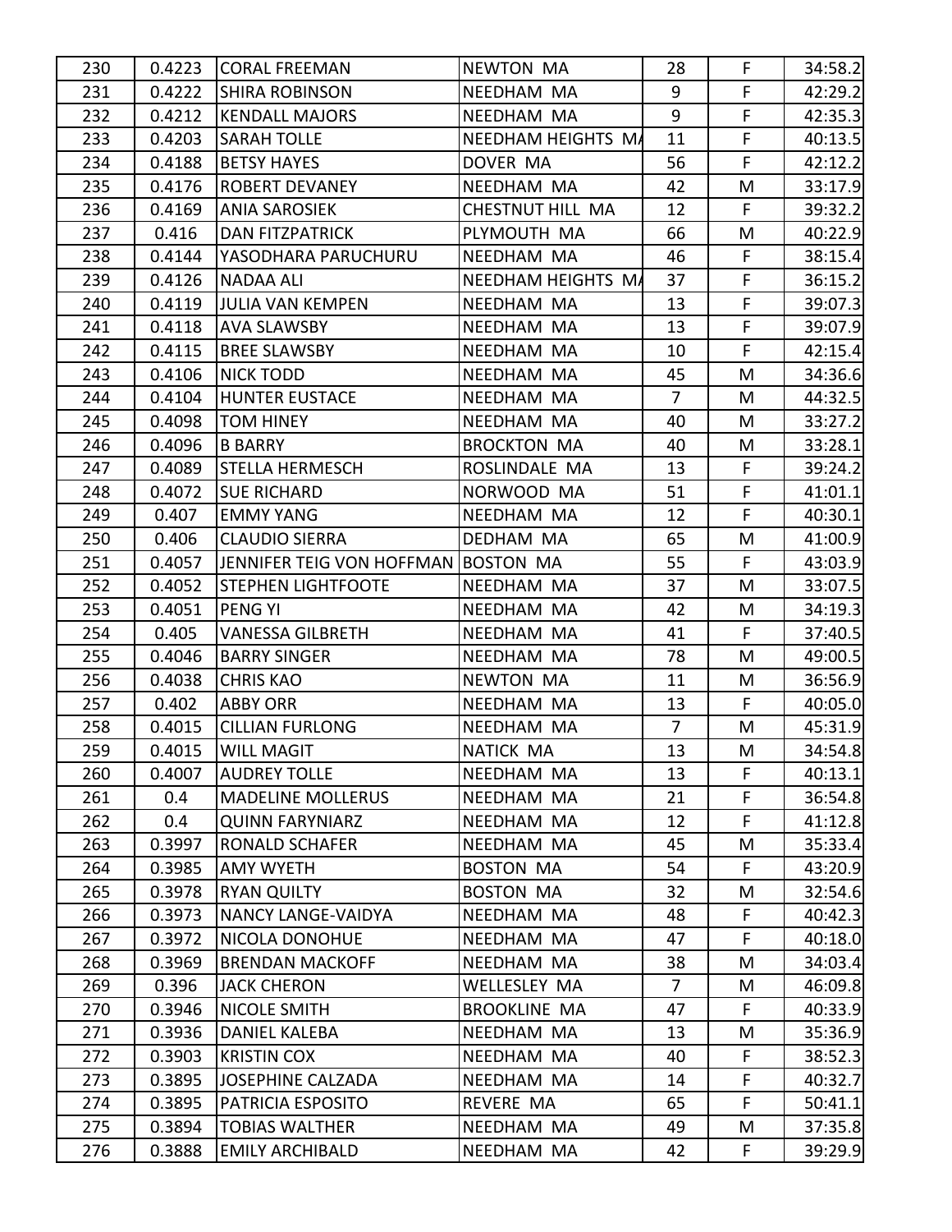| 230 | 0.4223 | CORAL FREEMAN | NEWTON MA | 28 | F | 34:58.2 |
|---|---|---|---|---|---|---|
| 231 | 0.4222 | SHIRA ROBINSON | NEEDHAM MA | 9 | F | 42:29.2 |
| 232 | 0.4212 | KENDALL MAJORS | NEEDHAM MA | 9 | F | 42:35.3 |
| 233 | 0.4203 | SARAH TOLLE | NEEDHAM HEIGHTS MA | 11 | F | 40:13.5 |
| 234 | 0.4188 | BETSY HAYES | DOVER MA | 56 | F | 42:12.2 |
| 235 | 0.4176 | ROBERT DEVANEY | NEEDHAM MA | 42 | M | 33:17.9 |
| 236 | 0.4169 | ANIA SAROSIEK | CHESTNUT HILL MA | 12 | F | 39:32.2 |
| 237 | 0.416 | DAN FITZPATRICK | PLYMOUTH MA | 66 | M | 40:22.9 |
| 238 | 0.4144 | YASODHARA PARUCHURU | NEEDHAM MA | 46 | F | 38:15.4 |
| 239 | 0.4126 | NADAA ALI | NEEDHAM HEIGHTS MA | 37 | F | 36:15.2 |
| 240 | 0.4119 | JULIA VAN KEMPEN | NEEDHAM MA | 13 | F | 39:07.3 |
| 241 | 0.4118 | AVA SLAWSBY | NEEDHAM MA | 13 | F | 39:07.9 |
| 242 | 0.4115 | BREE SLAWSBY | NEEDHAM MA | 10 | F | 42:15.4 |
| 243 | 0.4106 | NICK TODD | NEEDHAM MA | 45 | M | 34:36.6 |
| 244 | 0.4104 | HUNTER EUSTACE | NEEDHAM MA | 7 | M | 44:32.5 |
| 245 | 0.4098 | TOM HINEY | NEEDHAM MA | 40 | M | 33:27.2 |
| 246 | 0.4096 | B BARRY | BROCKTON MA | 40 | M | 33:28.1 |
| 247 | 0.4089 | STELLA HERMESCH | ROSLINDALE MA | 13 | F | 39:24.2 |
| 248 | 0.4072 | SUE RICHARD | NORWOOD MA | 51 | F | 41:01.1 |
| 249 | 0.407 | EMMY YANG | NEEDHAM MA | 12 | F | 40:30.1 |
| 250 | 0.406 | CLAUDIO SIERRA | DEDHAM MA | 65 | M | 41:00.9 |
| 251 | 0.4057 | JENNIFER TEIG VON HOFFMAN | BOSTON MA | 55 | F | 43:03.9 |
| 252 | 0.4052 | STEPHEN LIGHTFOOTE | NEEDHAM MA | 37 | M | 33:07.5 |
| 253 | 0.4051 | PENG YI | NEEDHAM MA | 42 | M | 34:19.3 |
| 254 | 0.405 | VANESSA GILBRETH | NEEDHAM MA | 41 | F | 37:40.5 |
| 255 | 0.4046 | BARRY SINGER | NEEDHAM MA | 78 | M | 49:00.5 |
| 256 | 0.4038 | CHRIS KAO | NEWTON MA | 11 | M | 36:56.9 |
| 257 | 0.402 | ABBY ORR | NEEDHAM MA | 13 | F | 40:05.0 |
| 258 | 0.4015 | CILLIAN FURLONG | NEEDHAM MA | 7 | M | 45:31.9 |
| 259 | 0.4015 | WILL MAGIT | NATICK MA | 13 | M | 34:54.8 |
| 260 | 0.4007 | AUDREY TOLLE | NEEDHAM MA | 13 | F | 40:13.1 |
| 261 | 0.4 | MADELINE MOLLERUS | NEEDHAM MA | 21 | F | 36:54.8 |
| 262 | 0.4 | QUINN FARYNIARZ | NEEDHAM MA | 12 | F | 41:12.8 |
| 263 | 0.3997 | RONALD SCHAFER | NEEDHAM MA | 45 | M | 35:33.4 |
| 264 | 0.3985 | AMY WYETH | BOSTON MA | 54 | F | 43:20.9 |
| 265 | 0.3978 | RYAN QUILTY | BOSTON MA | 32 | M | 32:54.6 |
| 266 | 0.3973 | NANCY LANGE-VAIDYA | NEEDHAM MA | 48 | F | 40:42.3 |
| 267 | 0.3972 | NICOLA DONOHUE | NEEDHAM MA | 47 | F | 40:18.0 |
| 268 | 0.3969 | BRENDAN MACKOFF | NEEDHAM MA | 38 | M | 34:03.4 |
| 269 | 0.396 | JACK CHERON | WELLESLEY MA | 7 | M | 46:09.8 |
| 270 | 0.3946 | NICOLE SMITH | BROOKLINE MA | 47 | F | 40:33.9 |
| 271 | 0.3936 | DANIEL KALEBA | NEEDHAM MA | 13 | M | 35:36.9 |
| 272 | 0.3903 | KRISTIN COX | NEEDHAM MA | 40 | F | 38:52.3 |
| 273 | 0.3895 | JOSEPHINE CALZADA | NEEDHAM MA | 14 | F | 40:32.7 |
| 274 | 0.3895 | PATRICIA ESPOSITO | REVERE MA | 65 | F | 50:41.1 |
| 275 | 0.3894 | TOBIAS WALTHER | NEEDHAM MA | 49 | M | 37:35.8 |
| 276 | 0.3888 | EMILY ARCHIBALD | NEEDHAM MA | 42 | F | 39:29.9 |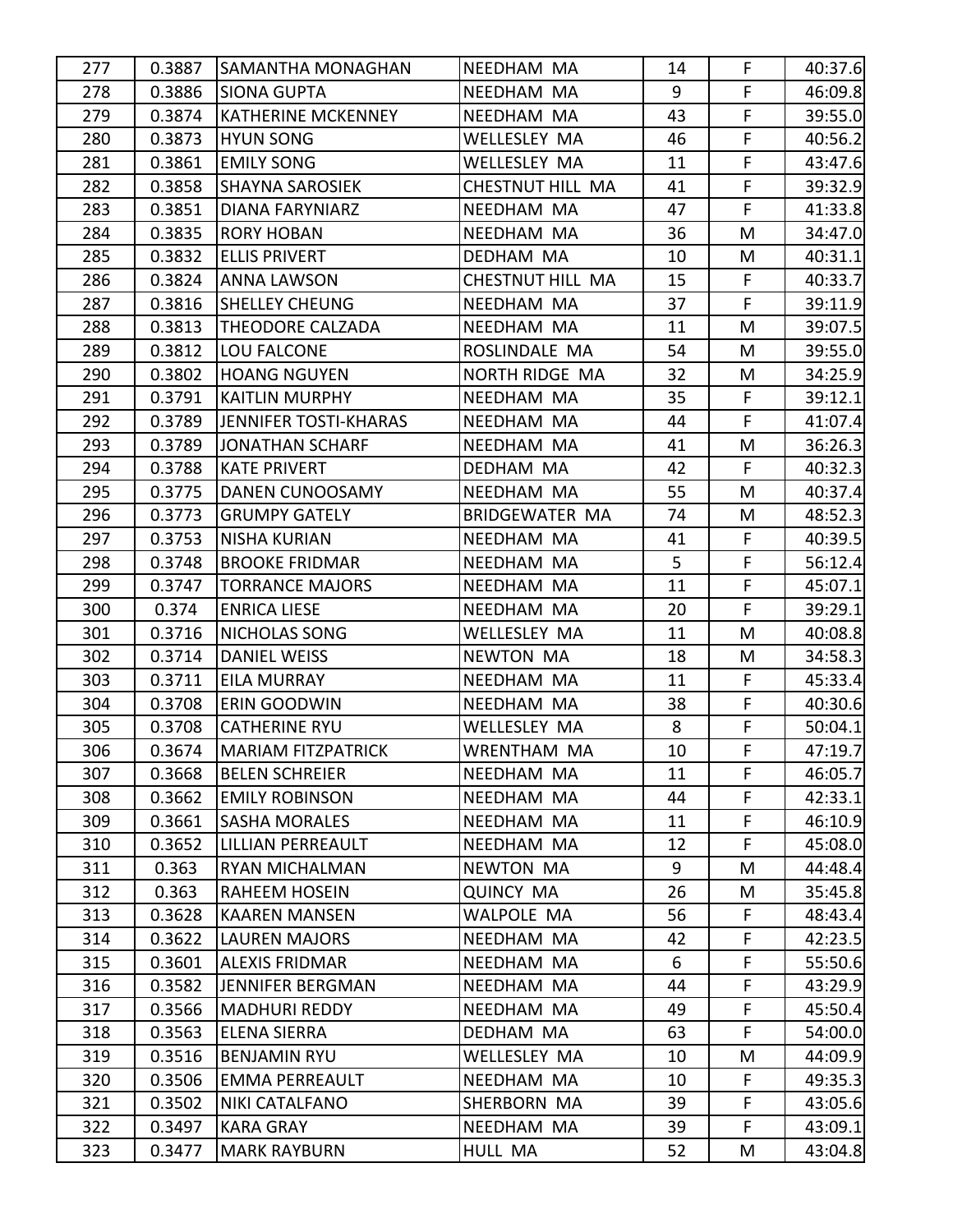| 277 | 0.3887 | SAMANTHA MONAGHAN | NEEDHAM MA | 14 | F | 40:37.6 |
|---|---|---|---|---|---|---|
| 278 | 0.3886 | SIONA GUPTA | NEEDHAM MA | 9 | F | 46:09.8 |
| 279 | 0.3874 | KATHERINE MCKENNEY | NEEDHAM MA | 43 | F | 39:55.0 |
| 280 | 0.3873 | HYUN SONG | WELLESLEY MA | 46 | F | 40:56.2 |
| 281 | 0.3861 | EMILY SONG | WELLESLEY MA | 11 | F | 43:47.6 |
| 282 | 0.3858 | SHAYNA SAROSIEK | CHESTNUT HILL MA | 41 | F | 39:32.9 |
| 283 | 0.3851 | DIANA FARYNIARZ | NEEDHAM MA | 47 | F | 41:33.8 |
| 284 | 0.3835 | RORY HOBAN | NEEDHAM MA | 36 | M | 34:47.0 |
| 285 | 0.3832 | ELLIS PRIVERT | DEDHAM MA | 10 | M | 40:31.1 |
| 286 | 0.3824 | ANNA LAWSON | CHESTNUT HILL MA | 15 | F | 40:33.7 |
| 287 | 0.3816 | SHELLEY CHEUNG | NEEDHAM MA | 37 | F | 39:11.9 |
| 288 | 0.3813 | THEODORE CALZADA | NEEDHAM MA | 11 | M | 39:07.5 |
| 289 | 0.3812 | LOU FALCONE | ROSLINDALE MA | 54 | M | 39:55.0 |
| 290 | 0.3802 | HOANG NGUYEN | NORTH RIDGE MA | 32 | M | 34:25.9 |
| 291 | 0.3791 | KAITLIN MURPHY | NEEDHAM MA | 35 | F | 39:12.1 |
| 292 | 0.3789 | JENNIFER TOSTI-KHARAS | NEEDHAM MA | 44 | F | 41:07.4 |
| 293 | 0.3789 | JONATHAN SCHARF | NEEDHAM MA | 41 | M | 36:26.3 |
| 294 | 0.3788 | KATE PRIVERT | DEDHAM MA | 42 | F | 40:32.3 |
| 295 | 0.3775 | DANEN CUNOOSAMY | NEEDHAM MA | 55 | M | 40:37.4 |
| 296 | 0.3773 | GRUMPY GATELY | BRIDGEWATER MA | 74 | M | 48:52.3 |
| 297 | 0.3753 | NISHA KURIAN | NEEDHAM MA | 41 | F | 40:39.5 |
| 298 | 0.3748 | BROOKE FRIDMAR | NEEDHAM MA | 5 | F | 56:12.4 |
| 299 | 0.3747 | TORRANCE MAJORS | NEEDHAM MA | 11 | F | 45:07.1 |
| 300 | 0.374 | ENRICA LIESE | NEEDHAM MA | 20 | F | 39:29.1 |
| 301 | 0.3716 | NICHOLAS SONG | WELLESLEY MA | 11 | M | 40:08.8 |
| 302 | 0.3714 | DANIEL WEISS | NEWTON MA | 18 | M | 34:58.3 |
| 303 | 0.3711 | EILA MURRAY | NEEDHAM MA | 11 | F | 45:33.4 |
| 304 | 0.3708 | ERIN GOODWIN | NEEDHAM MA | 38 | F | 40:30.6 |
| 305 | 0.3708 | CATHERINE RYU | WELLESLEY MA | 8 | F | 50:04.1 |
| 306 | 0.3674 | MARIAM FITZPATRICK | WRENTHAM MA | 10 | F | 47:19.7 |
| 307 | 0.3668 | BELEN SCHREIER | NEEDHAM MA | 11 | F | 46:05.7 |
| 308 | 0.3662 | EMILY ROBINSON | NEEDHAM MA | 44 | F | 42:33.1 |
| 309 | 0.3661 | SASHA MORALES | NEEDHAM MA | 11 | F | 46:10.9 |
| 310 | 0.3652 | LILLIAN PERREAULT | NEEDHAM MA | 12 | F | 45:08.0 |
| 311 | 0.363 | RYAN MICHALMAN | NEWTON MA | 9 | M | 44:48.4 |
| 312 | 0.363 | RAHEEM HOSEIN | QUINCY MA | 26 | M | 35:45.8 |
| 313 | 0.3628 | KAAREN MANSEN | WALPOLE MA | 56 | F | 48:43.4 |
| 314 | 0.3622 | LAUREN MAJORS | NEEDHAM MA | 42 | F | 42:23.5 |
| 315 | 0.3601 | ALEXIS FRIDMAR | NEEDHAM MA | 6 | F | 55:50.6 |
| 316 | 0.3582 | JENNIFER BERGMAN | NEEDHAM MA | 44 | F | 43:29.9 |
| 317 | 0.3566 | MADHURI REDDY | NEEDHAM MA | 49 | F | 45:50.4 |
| 318 | 0.3563 | ELENA SIERRA | DEDHAM MA | 63 | F | 54:00.0 |
| 319 | 0.3516 | BENJAMIN RYU | WELLESLEY MA | 10 | M | 44:09.9 |
| 320 | 0.3506 | EMMA PERREAULT | NEEDHAM MA | 10 | F | 49:35.3 |
| 321 | 0.3502 | NIKI CATALFANO | SHERBORN MA | 39 | F | 43:05.6 |
| 322 | 0.3497 | KARA GRAY | NEEDHAM MA | 39 | F | 43:09.1 |
| 323 | 0.3477 | MARK RAYBURN | HULL MA | 52 | M | 43:04.8 |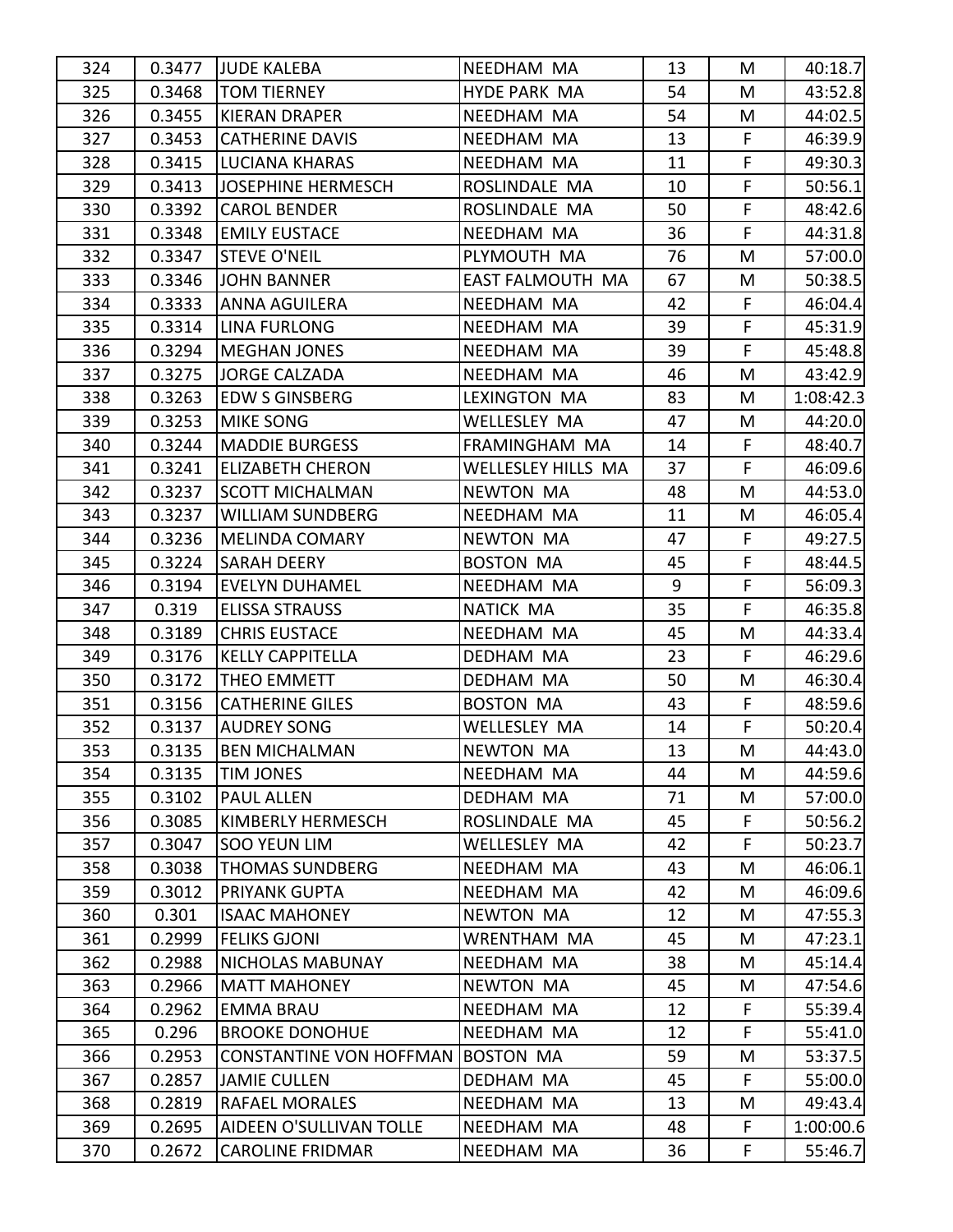| 324 | 0.3477 | JUDE KALEBA | NEEDHAM MA | 13 | M | 40:18.7 |
|---|---|---|---|---|---|---|
| 325 | 0.3468 | TOM TIERNEY | HYDE PARK MA | 54 | M | 43:52.8 |
| 326 | 0.3455 | KIERAN DRAPER | NEEDHAM MA | 54 | M | 44:02.5 |
| 327 | 0.3453 | CATHERINE DAVIS | NEEDHAM MA | 13 | F | 46:39.9 |
| 328 | 0.3415 | LUCIANA KHARAS | NEEDHAM MA | 11 | F | 49:30.3 |
| 329 | 0.3413 | JOSEPHINE HERMESCH | ROSLINDALE MA | 10 | F | 50:56.1 |
| 330 | 0.3392 | CAROL BENDER | ROSLINDALE MA | 50 | F | 48:42.6 |
| 331 | 0.3348 | EMILY EUSTACE | NEEDHAM MA | 36 | F | 44:31.8 |
| 332 | 0.3347 | STEVE O'NEIL | PLYMOUTH MA | 76 | M | 57:00.0 |
| 333 | 0.3346 | JOHN BANNER | EAST FALMOUTH MA | 67 | M | 50:38.5 |
| 334 | 0.3333 | ANNA AGUILERA | NEEDHAM MA | 42 | F | 46:04.4 |
| 335 | 0.3314 | LINA FURLONG | NEEDHAM MA | 39 | F | 45:31.9 |
| 336 | 0.3294 | MEGHAN JONES | NEEDHAM MA | 39 | F | 45:48.8 |
| 337 | 0.3275 | JORGE CALZADA | NEEDHAM MA | 46 | M | 43:42.9 |
| 338 | 0.3263 | EDW S GINSBERG | LEXINGTON MA | 83 | M | 1:08:42.3 |
| 339 | 0.3253 | MIKE SONG | WELLESLEY MA | 47 | M | 44:20.0 |
| 340 | 0.3244 | MADDIE BURGESS | FRAMINGHAM MA | 14 | F | 48:40.7 |
| 341 | 0.3241 | ELIZABETH CHERON | WELLESLEY HILLS MA | 37 | F | 46:09.6 |
| 342 | 0.3237 | SCOTT MICHALMAN | NEWTON MA | 48 | M | 44:53.0 |
| 343 | 0.3237 | WILLIAM SUNDBERG | NEEDHAM MA | 11 | M | 46:05.4 |
| 344 | 0.3236 | MELINDA COMARY | NEWTON MA | 47 | F | 49:27.5 |
| 345 | 0.3224 | SARAH DEERY | BOSTON MA | 45 | F | 48:44.5 |
| 346 | 0.3194 | EVELYN DUHAMEL | NEEDHAM MA | 9 | F | 56:09.3 |
| 347 | 0.319 | ELISSA STRAUSS | NATICK MA | 35 | F | 46:35.8 |
| 348 | 0.3189 | CHRIS EUSTACE | NEEDHAM MA | 45 | M | 44:33.4 |
| 349 | 0.3176 | KELLY CAPPITELLA | DEDHAM MA | 23 | F | 46:29.6 |
| 350 | 0.3172 | THEO EMMETT | DEDHAM MA | 50 | M | 46:30.4 |
| 351 | 0.3156 | CATHERINE GILES | BOSTON MA | 43 | F | 48:59.6 |
| 352 | 0.3137 | AUDREY SONG | WELLESLEY MA | 14 | F | 50:20.4 |
| 353 | 0.3135 | BEN MICHALMAN | NEWTON MA | 13 | M | 44:43.0 |
| 354 | 0.3135 | TIM JONES | NEEDHAM MA | 44 | M | 44:59.6 |
| 355 | 0.3102 | PAUL ALLEN | DEDHAM MA | 71 | M | 57:00.0 |
| 356 | 0.3085 | KIMBERLY HERMESCH | ROSLINDALE MA | 45 | F | 50:56.2 |
| 357 | 0.3047 | SOO YEUN LIM | WELLESLEY MA | 42 | F | 50:23.7 |
| 358 | 0.3038 | THOMAS SUNDBERG | NEEDHAM MA | 43 | M | 46:06.1 |
| 359 | 0.3012 | PRIYANK GUPTA | NEEDHAM MA | 42 | M | 46:09.6 |
| 360 | 0.301 | ISAAC MAHONEY | NEWTON MA | 12 | M | 47:55.3 |
| 361 | 0.2999 | FELIKS GJONI | WRENTHAM MA | 45 | M | 47:23.1 |
| 362 | 0.2988 | NICHOLAS MABUNAY | NEEDHAM MA | 38 | M | 45:14.4 |
| 363 | 0.2966 | MATT MAHONEY | NEWTON MA | 45 | M | 47:54.6 |
| 364 | 0.2962 | EMMA BRAU | NEEDHAM MA | 12 | F | 55:39.4 |
| 365 | 0.296 | BROOKE DONOHUE | NEEDHAM MA | 12 | F | 55:41.0 |
| 366 | 0.2953 | CONSTANTINE VON HOFFMAN | BOSTON MA | 59 | M | 53:37.5 |
| 367 | 0.2857 | JAMIE CULLEN | DEDHAM MA | 45 | F | 55:00.0 |
| 368 | 0.2819 | RAFAEL MORALES | NEEDHAM MA | 13 | M | 49:43.4 |
| 369 | 0.2695 | AIDEEN O'SULLIVAN TOLLE | NEEDHAM MA | 48 | F | 1:00:00.6 |
| 370 | 0.2672 | CAROLINE FRIDMAR | NEEDHAM MA | 36 | F | 55:46.7 |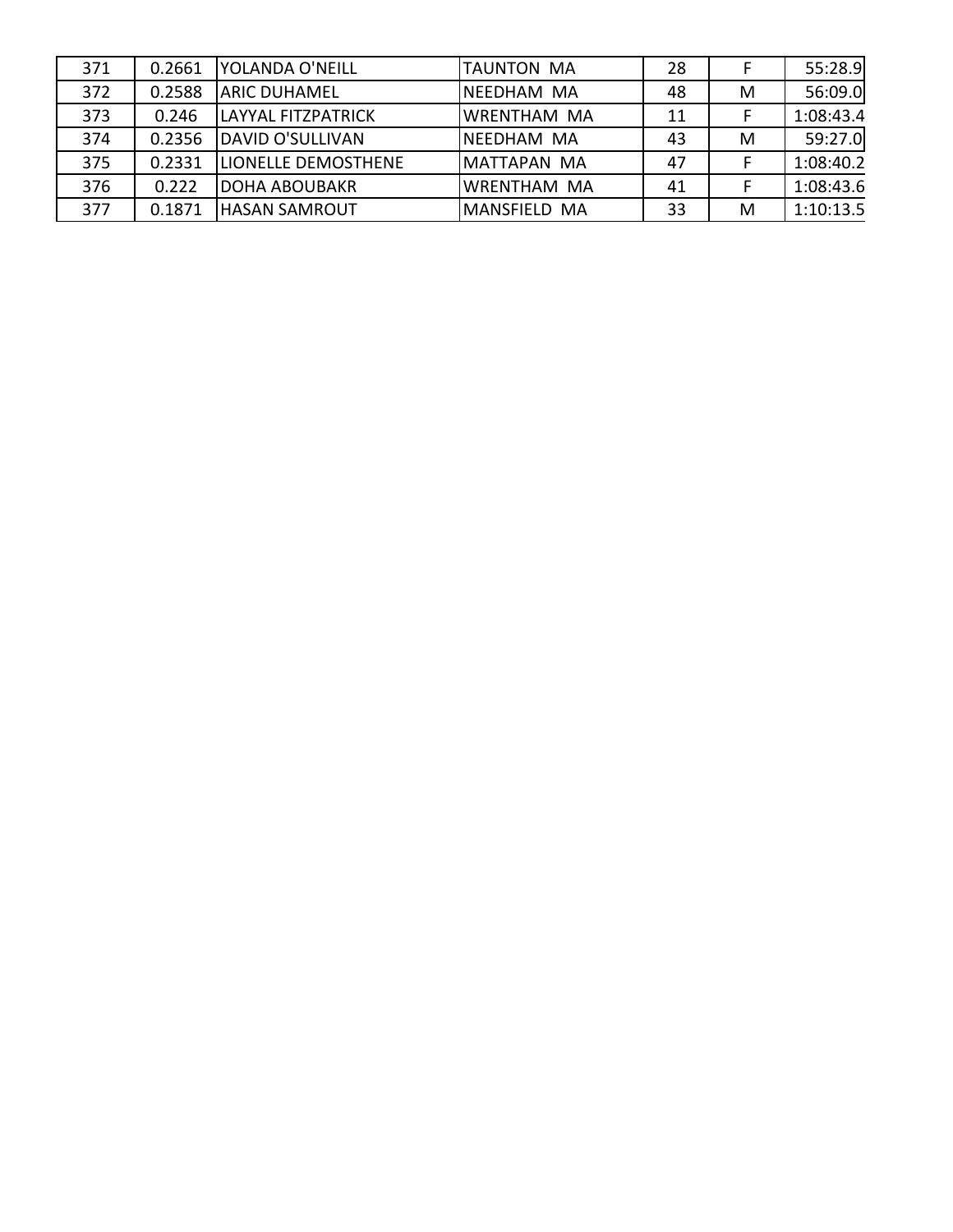| | | | | | | |
|---|---|---|---|---|---|---|
| 371 | 0.2661 | YOLANDA O'NEILL | TAUNTON MA | 28 | F | 55:28.9 |
| 372 | 0.2588 | ARIC DUHAMEL | NEEDHAM MA | 48 | M | 56:09.0 |
| 373 | 0.246 | LAYYAL FITZPATRICK | WRENTHAM MA | 11 | F | 1:08:43.4 |
| 374 | 0.2356 | DAVID O'SULLIVAN | NEEDHAM MA | 43 | M | 59:27.0 |
| 375 | 0.2331 | LIONELLE DEMOSTHENE | MATTAPAN MA | 47 | F | 1:08:40.2 |
| 376 | 0.222 | DOHA ABOUBAKR | WRENTHAM MA | 41 | F | 1:08:43.6 |
| 377 | 0.1871 | HASAN SAMROUT | MANSFIELD MA | 33 | M | 1:10:13.5 |